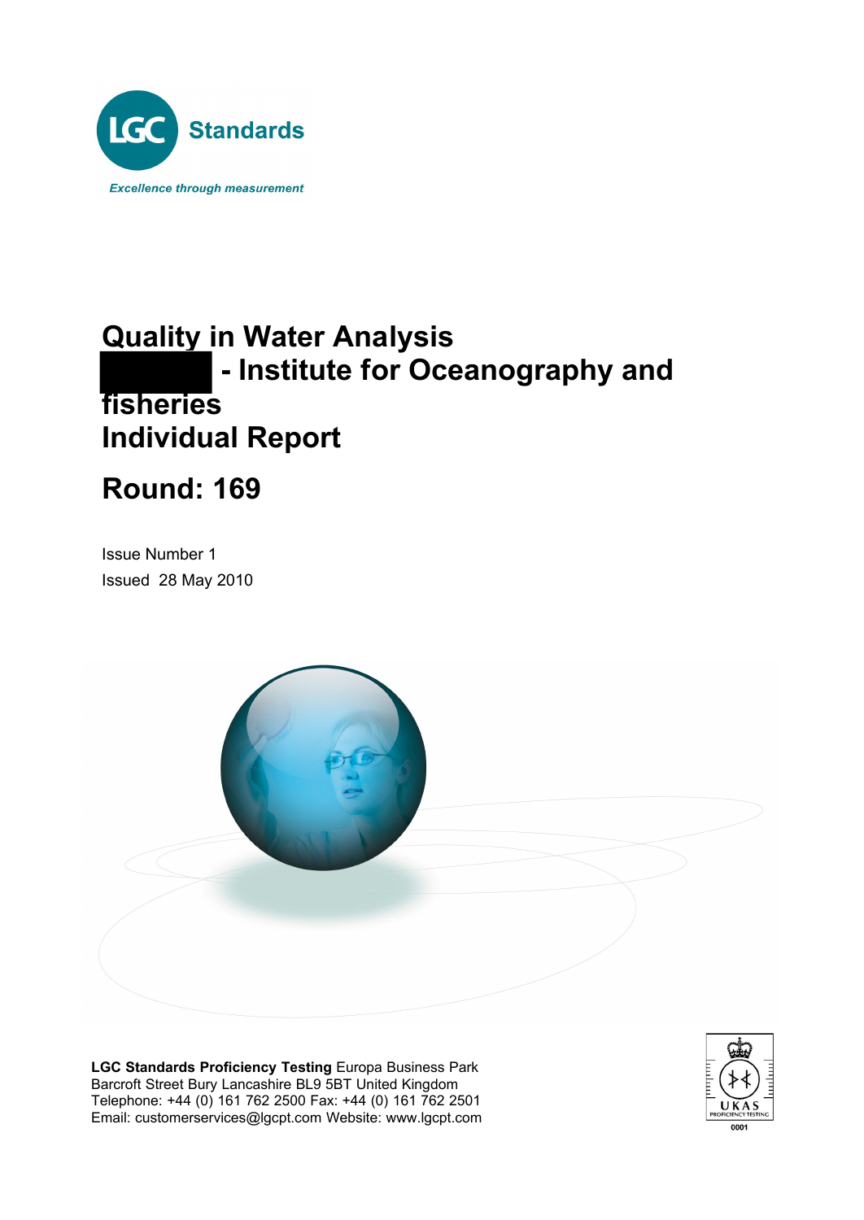LGC Standards

*Excellence through measurement*

# Quality in Water Analysis
# - Institute for Oceanography and fisheries
# Individual Report

# Round: 169

Issue Number 1

Issued 28 May 2010

**LGC Standards Proficiency Testing** Europa Business Park
Barcroft Street Bury Lancashire BL9 5BT United Kingdom
Telephone: +44 (0) 161 762 2500 Fax: +44 (0) 161 762 2501
Email: customerservices@lgcpt.com Website: www.lgcpt.com

UKAS PROFICIENCY TESTING 0001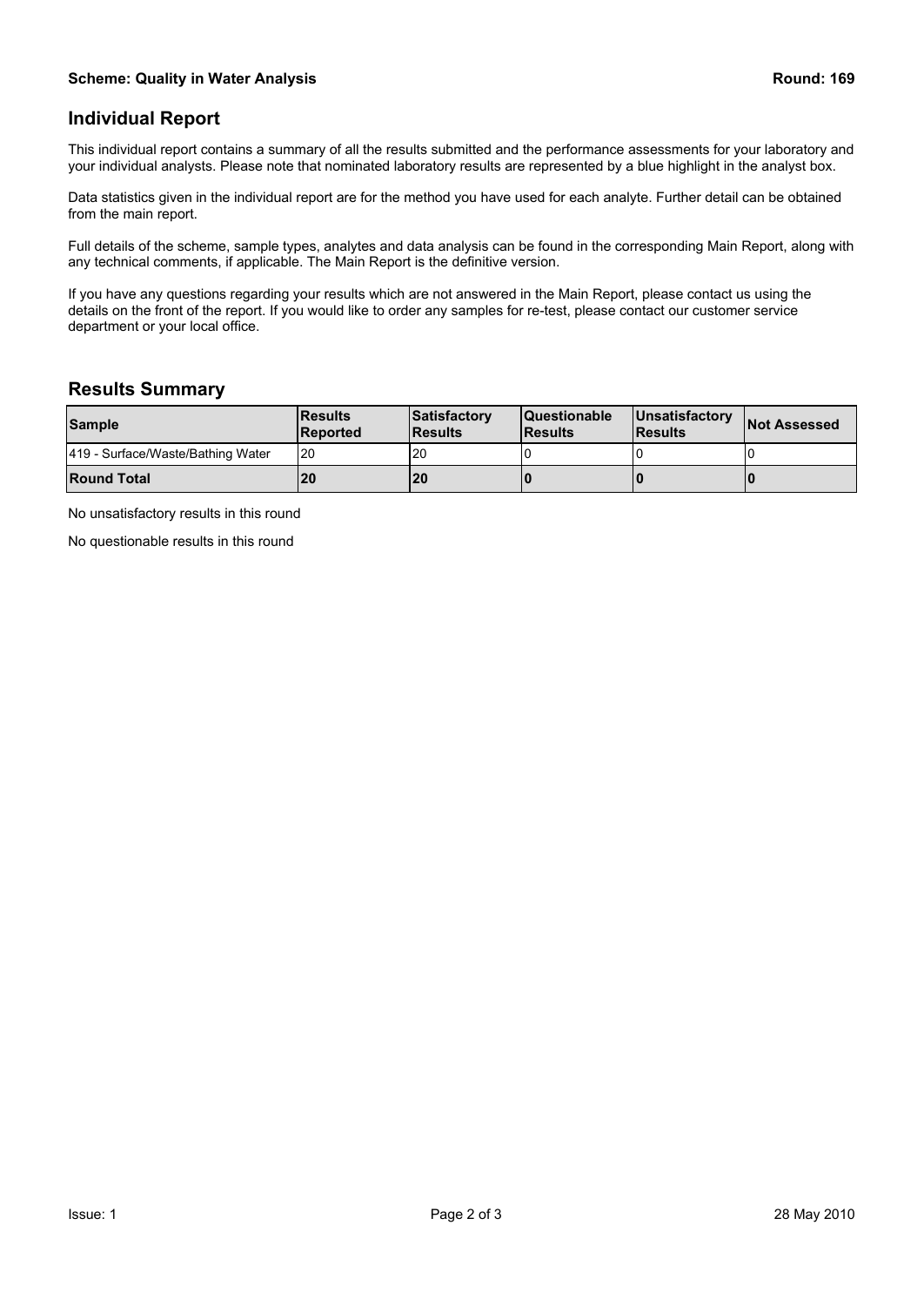## Individual Report

This individual report contains a summary of all the results submitted and the performance assessments for your laboratory and your individual analysts. Please note that nominated laboratory results are represented by a blue highlight in the analyst box.

Data statistics given in the individual report are for the method you have used for each analyte. Further detail can be obtained from the main report.

Full details of the scheme, sample types, analytes and data analysis can be found in the corresponding Main Report, along with any technical comments, if applicable. The Main Report is the definitive version.

If you have any questions regarding your results which are not answered in the Main Report, please contact us using the details on the front of the report. If you would like to order any samples for re-test, please contact our customer service department or your local office.

## Results Summary

| Sample | Results Reported | Satisfactory Results | Questionable Results | Unsatisfactory Results | Not Assessed |
|---|---|---|---|---|---|
| 419 - Surface/Waste/Bathing Water | 20 | 20 | 0 | 0 | 0 |
| **Round Total** | **20** | **20** | **0** | **0** | **0** |

No unsatisfactory results in this round

No questionable results in this round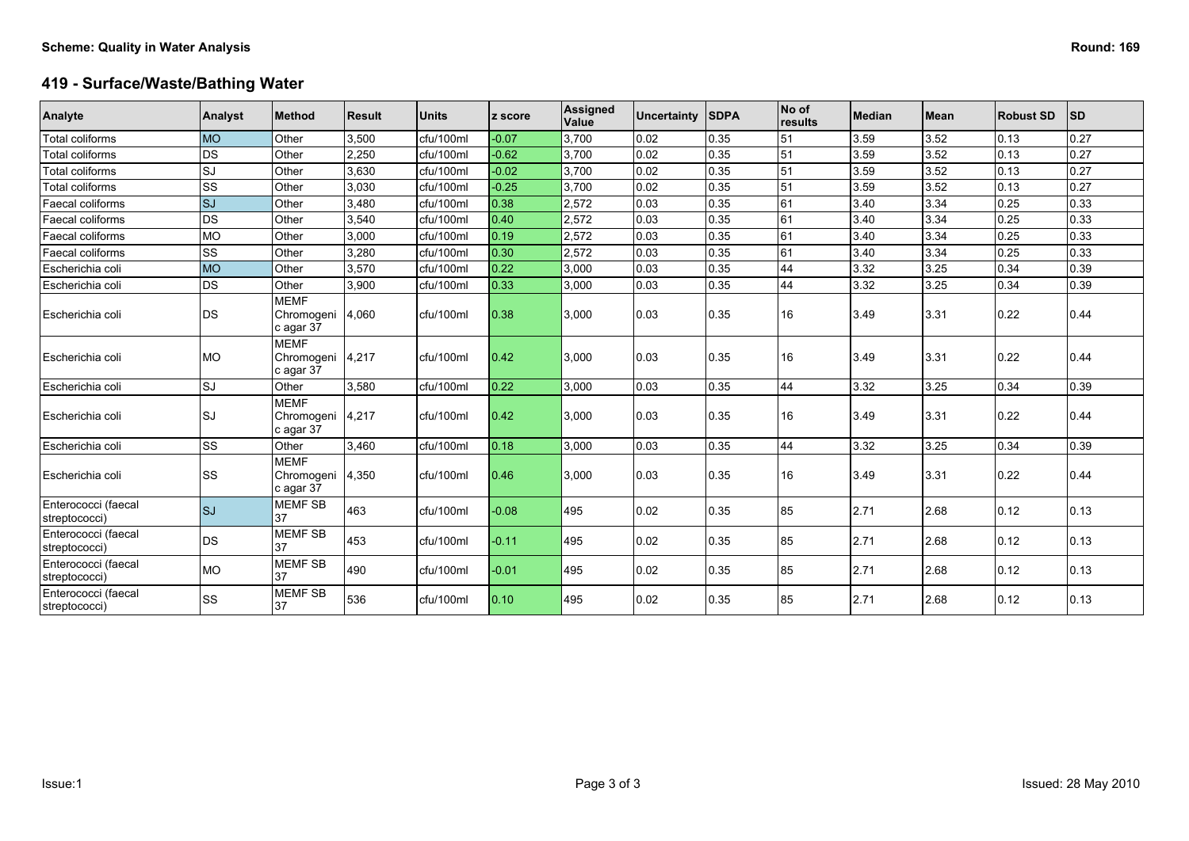# 419 - Surface/Waste/Bathing Water

| Analyte | Analyst | Method | Result | Units | z score | Assigned Value | Uncertainty | SDPA | No of results | Median | Mean | Robust SD | SD |
|---|---|---|---|---|---|---|---|---|---|---|---|---|---|
| Total coliforms | MO | Other | 3,500 | cfu/100ml | -0.07 | 3,700 | 0.02 | 0.35 | 51 | 3.59 | 3.52 | 0.13 | 0.27 |
| Total coliforms | DS | Other | 2,250 | cfu/100ml | -0.62 | 3,700 | 0.02 | 0.35 | 51 | 3.59 | 3.52 | 0.13 | 0.27 |
| Total coliforms | SJ | Other | 3,630 | cfu/100ml | -0.02 | 3,700 | 0.02 | 0.35 | 51 | 3.59 | 3.52 | 0.13 | 0.27 |
| Total coliforms | SS | Other | 3,030 | cfu/100ml | -0.25 | 3,700 | 0.02 | 0.35 | 51 | 3.59 | 3.52 | 0.13 | 0.27 |
| Faecal coliforms | SJ | Other | 3,480 | cfu/100ml | 0.38 | 2,572 | 0.03 | 0.35 | 61 | 3.40 | 3.34 | 0.25 | 0.33 |
| Faecal coliforms | DS | Other | 3,540 | cfu/100ml | 0.40 | 2,572 | 0.03 | 0.35 | 61 | 3.40 | 3.34 | 0.25 | 0.33 |
| Faecal coliforms | MO | Other | 3,000 | cfu/100ml | 0.19 | 2,572 | 0.03 | 0.35 | 61 | 3.40 | 3.34 | 0.25 | 0.33 |
| Faecal coliforms | SS | Other | 3,280 | cfu/100ml | 0.30 | 2,572 | 0.03 | 0.35 | 61 | 3.40 | 3.34 | 0.25 | 0.33 |
| Escherichia coli | MO | Other | 3,570 | cfu/100ml | 0.22 | 3,000 | 0.03 | 0.35 | 44 | 3.32 | 3.25 | 0.34 | 0.39 |
| Escherichia coli | DS | Other | 3,900 | cfu/100ml | 0.33 | 3,000 | 0.03 | 0.35 | 44 | 3.32 | 3.25 | 0.34 | 0.39 |
| Escherichia coli | DS | MEMF Chromogenic agar 37 | 4,060 | cfu/100ml | 0.38 | 3,000 | 0.03 | 0.35 | 16 | 3.49 | 3.31 | 0.22 | 0.44 |
| Escherichia coli | MO | MEMF Chromogenic agar 37 | 4,217 | cfu/100ml | 0.42 | 3,000 | 0.03 | 0.35 | 16 | 3.49 | 3.31 | 0.22 | 0.44 |
| Escherichia coli | SJ | Other | 3,580 | cfu/100ml | 0.22 | 3,000 | 0.03 | 0.35 | 44 | 3.32 | 3.25 | 0.34 | 0.39 |
| Escherichia coli | SJ | MEMF Chromogenic agar 37 | 4,217 | cfu/100ml | 0.42 | 3,000 | 0.03 | 0.35 | 16 | 3.49 | 3.31 | 0.22 | 0.44 |
| Escherichia coli | SS | Other | 3,460 | cfu/100ml | 0.18 | 3,000 | 0.03 | 0.35 | 44 | 3.32 | 3.25 | 0.34 | 0.39 |
| Escherichia coli | SS | MEMF Chromogenic agar 37 | 4,350 | cfu/100ml | 0.46 | 3,000 | 0.03 | 0.35 | 16 | 3.49 | 3.31 | 0.22 | 0.44 |
| Enterococci (faecal streptococci) | SJ | MEMF SB 37 | 463 | cfu/100ml | -0.08 | 495 | 0.02 | 0.35 | 85 | 2.71 | 2.68 | 0.12 | 0.13 |
| Enterococci (faecal streptococci) | DS | MEMF SB 37 | 453 | cfu/100ml | -0.11 | 495 | 0.02 | 0.35 | 85 | 2.71 | 2.68 | 0.12 | 0.13 |
| Enterococci (faecal streptococci) | MO | MEMF SB 37 | 490 | cfu/100ml | -0.01 | 495 | 0.02 | 0.35 | 85 | 2.71 | 2.68 | 0.12 | 0.13 |
| Enterococci (faecal streptococci) | SS | MEMF SB 37 | 536 | cfu/100ml | 0.10 | 495 | 0.02 | 0.35 | 85 | 2.71 | 2.68 | 0.12 | 0.13 |